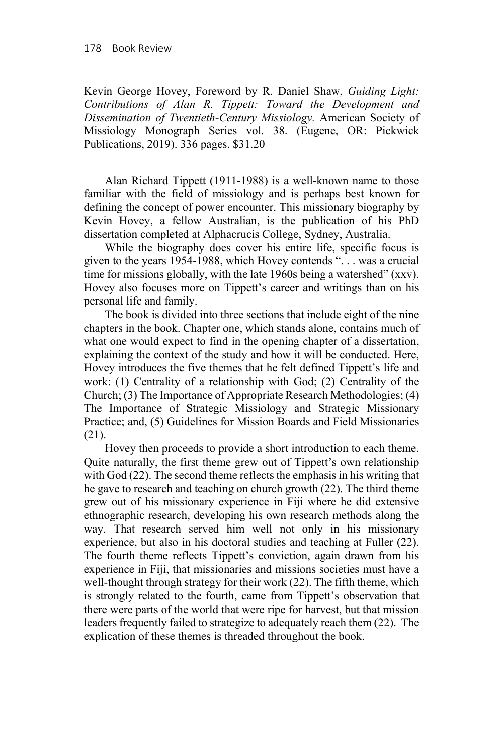Kevin George Hovey, Foreword by R. Daniel Shaw, *Guiding Light: Contributions of Alan R. Tippett: Toward the Development and Dissemination of Twentieth-Century Missiology.* American Society of Missiology Monograph Series vol. 38. (Eugene, OR: Pickwick Publications, 2019). 336 pages. $31.20

Alan Richard Tippett (1911-1988) is a well-known name to those familiar with the field of missiology and is perhaps best known for defining the concept of power encounter. This missionary biography by Kevin Hovey, a fellow Australian, is the publication of his PhD dissertation completed at Alphacrucis College, Sydney, Australia.

While the biography does cover his entire life, specific focus is given to the years 1954-1988, which Hovey contends ". . . was a crucial time for missions globally, with the late 1960s being a watershed" (xxv). Hovey also focuses more on Tippett's career and writings than on his personal life and family.

The book is divided into three sections that include eight of the nine chapters in the book. Chapter one, which stands alone, contains much of what one would expect to find in the opening chapter of a dissertation, explaining the context of the study and how it will be conducted. Here, Hovey introduces the five themes that he felt defined Tippett's life and work: (1) Centrality of a relationship with God; (2) Centrality of the Church; (3) The Importance of Appropriate Research Methodologies; (4) The Importance of Strategic Missiology and Strategic Missionary Practice; and, (5) Guidelines for Mission Boards and Field Missionaries (21).

Hovey then proceeds to provide a short introduction to each theme. Quite naturally, the first theme grew out of Tippett's own relationship with God (22). The second theme reflects the emphasis in his writing that he gave to research and teaching on church growth (22). The third theme grew out of his missionary experience in Fiji where he did extensive ethnographic research, developing his own research methods along the way. That research served him well not only in his missionary experience, but also in his doctoral studies and teaching at Fuller (22). The fourth theme reflects Tippett's conviction, again drawn from his experience in Fiji, that missionaries and missions societies must have a well-thought through strategy for their work (22). The fifth theme, which is strongly related to the fourth, came from Tippett's observation that there were parts of the world that were ripe for harvest, but that mission leaders frequently failed to strategize to adequately reach them (22). The explication of these themes is threaded throughout the book.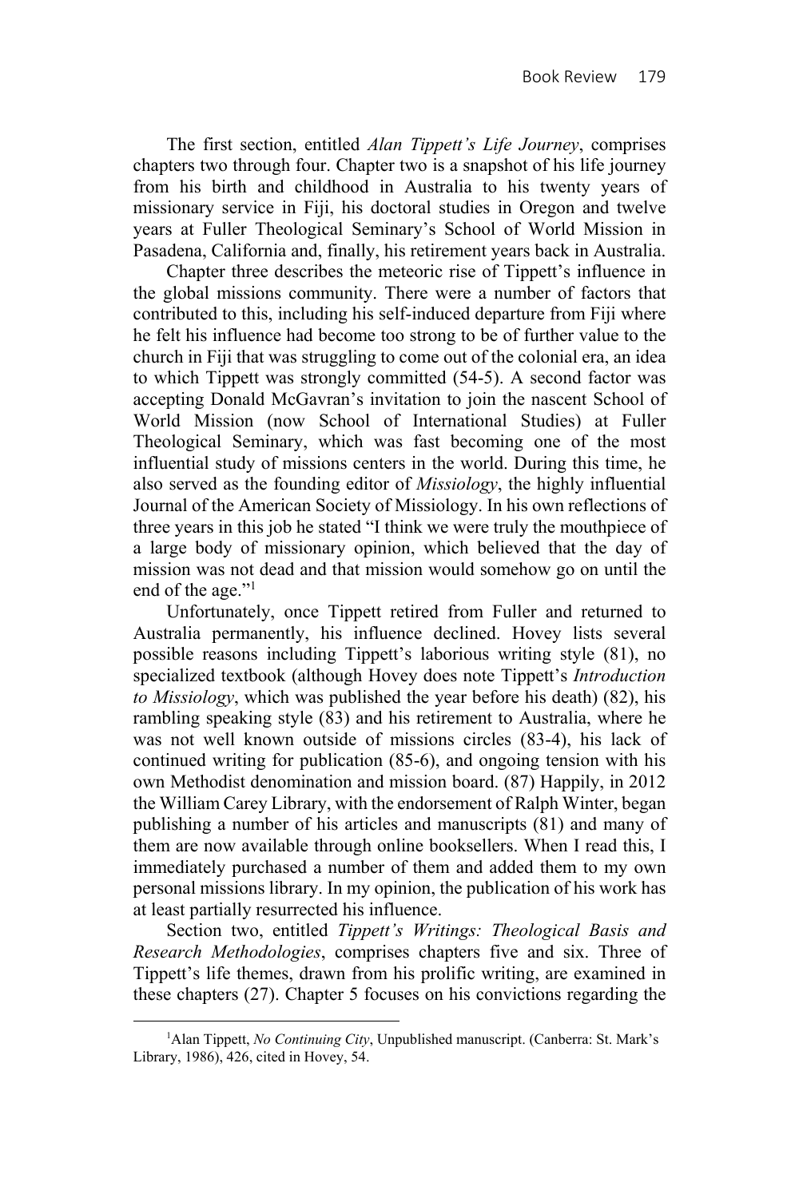The first section, entitled *Alan Tippett's Life Journey*, comprises chapters two through four. Chapter two is a snapshot of his life journey from his birth and childhood in Australia to his twenty years of missionary service in Fiji, his doctoral studies in Oregon and twelve years at Fuller Theological Seminary's School of World Mission in Pasadena, California and, finally, his retirement years back in Australia.

Chapter three describes the meteoric rise of Tippett's influence in the global missions community. There were a number of factors that contributed to this, including his self-induced departure from Fiji where he felt his influence had become too strong to be of further value to the church in Fiji that was struggling to come out of the colonial era, an idea to which Tippett was strongly committed (54-5). A second factor was accepting Donald McGavran's invitation to join the nascent School of World Mission (now School of International Studies) at Fuller Theological Seminary, which was fast becoming one of the most influential study of missions centers in the world. During this time, he also served as the founding editor of *Missiology*, the highly influential Journal of the American Society of Missiology. In his own reflections of three years in this job he stated "I think we were truly the mouthpiece of a large body of missionary opinion, which believed that the day of mission was not dead and that mission would somehow go on until the end of the age."[1]

Unfortunately, once Tippett retired from Fuller and returned to Australia permanently, his influence declined. Hovey lists several possible reasons including Tippett's laborious writing style (81), no specialized textbook (although Hovey does note Tippett's *Introduction to Missiology*, which was published the year before his death) (82), his rambling speaking style (83) and his retirement to Australia, where he was not well known outside of missions circles (83-4), his lack of continued writing for publication (85-6), and ongoing tension with his own Methodist denomination and mission board. (87) Happily, in 2012 the William Carey Library, with the endorsement of Ralph Winter, began publishing a number of his articles and manuscripts (81) and many of them are now available through online booksellers. When I read this, I immediately purchased a number of them and added them to my own personal missions library. In my opinion, the publication of his work has at least partially resurrected his influence.

Section two, entitled *Tippett's Writings: Theological Basis and Research Methodologies*, comprises chapters five and six. Three of Tippett's life themes, drawn from his prolific writing, are examined in these chapters (27). Chapter 5 focuses on his convictions regarding the

---

[1] Alan Tippett, *No Continuing City*, Unpublished manuscript. (Canberra: St. Mark's Library, 1986), 426, cited in Hovey, 54.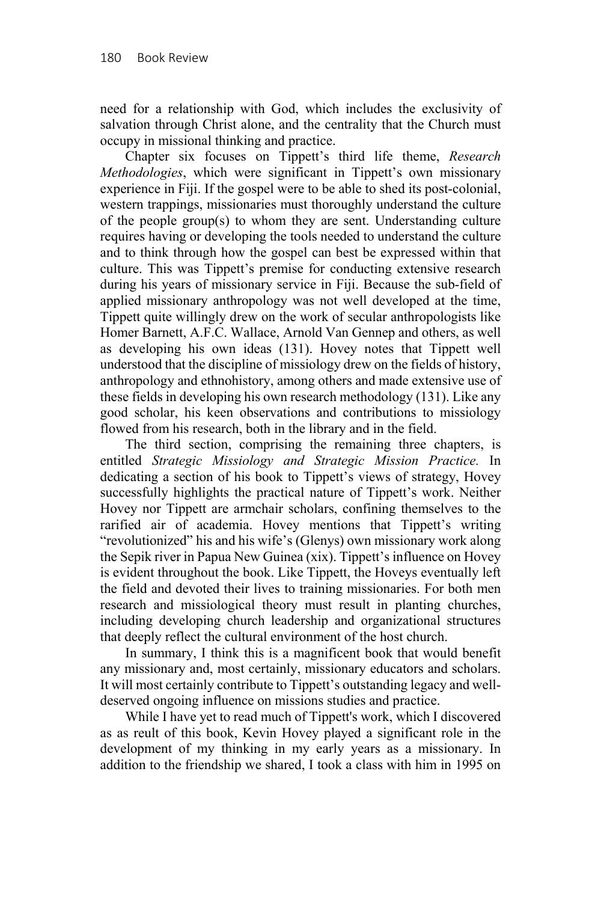need for a relationship with God, which includes the exclusivity of salvation through Christ alone, and the centrality that the Church must occupy in missional thinking and practice.

Chapter six focuses on Tippett's third life theme, *Research Methodologies*, which were significant in Tippett's own missionary experience in Fiji. If the gospel were to be able to shed its post-colonial, western trappings, missionaries must thoroughly understand the culture of the people group(s) to whom they are sent. Understanding culture requires having or developing the tools needed to understand the culture and to think through how the gospel can best be expressed within that culture. This was Tippett's premise for conducting extensive research during his years of missionary service in Fiji. Because the sub-field of applied missionary anthropology was not well developed at the time, Tippett quite willingly drew on the work of secular anthropologists like Homer Barnett, A.F.C. Wallace, Arnold Van Gennep and others, as well as developing his own ideas (131). Hovey notes that Tippett well understood that the discipline of missiology drew on the fields of history, anthropology and ethnohistory, among others and made extensive use of these fields in developing his own research methodology (131). Like any good scholar, his keen observations and contributions to missiology flowed from his research, both in the library and in the field.

The third section, comprising the remaining three chapters, is entitled *Strategic Missiology and Strategic Mission Practice.* In dedicating a section of his book to Tippett's views of strategy, Hovey successfully highlights the practical nature of Tippett's work. Neither Hovey nor Tippett are armchair scholars, confining themselves to the rarified air of academia. Hovey mentions that Tippett's writing "revolutionized" his and his wife's (Glenys) own missionary work along the Sepik river in Papua New Guinea (xix). Tippett's influence on Hovey is evident throughout the book. Like Tippett, the Hoveys eventually left the field and devoted their lives to training missionaries. For both men research and missiological theory must result in planting churches, including developing church leadership and organizational structures that deeply reflect the cultural environment of the host church.

In summary, I think this is a magnificent book that would benefit any missionary and, most certainly, missionary educators and scholars. It will most certainly contribute to Tippett's outstanding legacy and well-deserved ongoing influence on missions studies and practice.

While I have yet to read much of Tippett's work, which I discovered as as reult of this book, Kevin Hovey played a significant role in the development of my thinking in my early years as a missionary. In addition to the friendship we shared, I took a class with him in 1995 on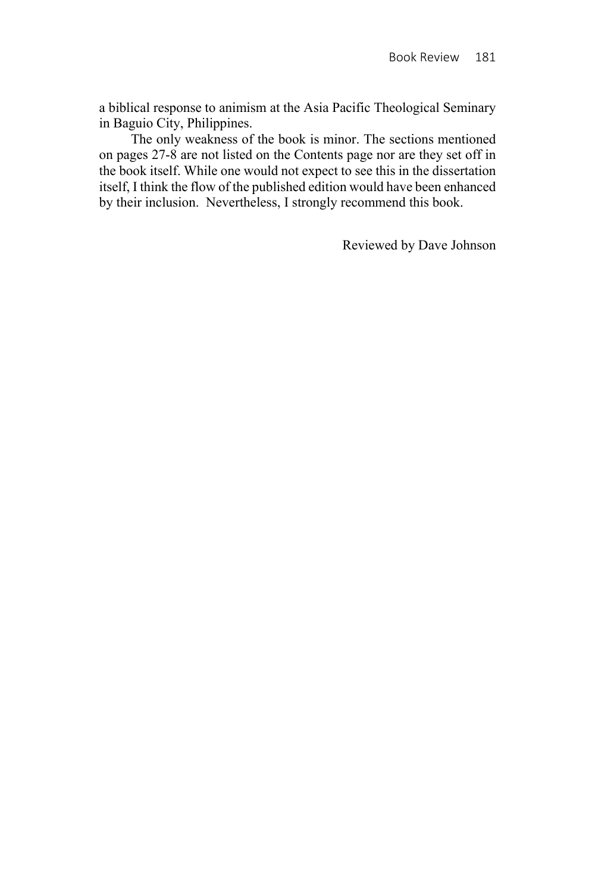a biblical response to animism at the Asia Pacific Theological Seminary in Baguio City, Philippines.

The only weakness of the book is minor. The sections mentioned on pages 27-8 are not listed on the Contents page nor are they set off in the book itself. While one would not expect to see this in the dissertation itself, I think the flow of the published edition would have been enhanced by their inclusion. Nevertheless, I strongly recommend this book.

Reviewed by Dave Johnson